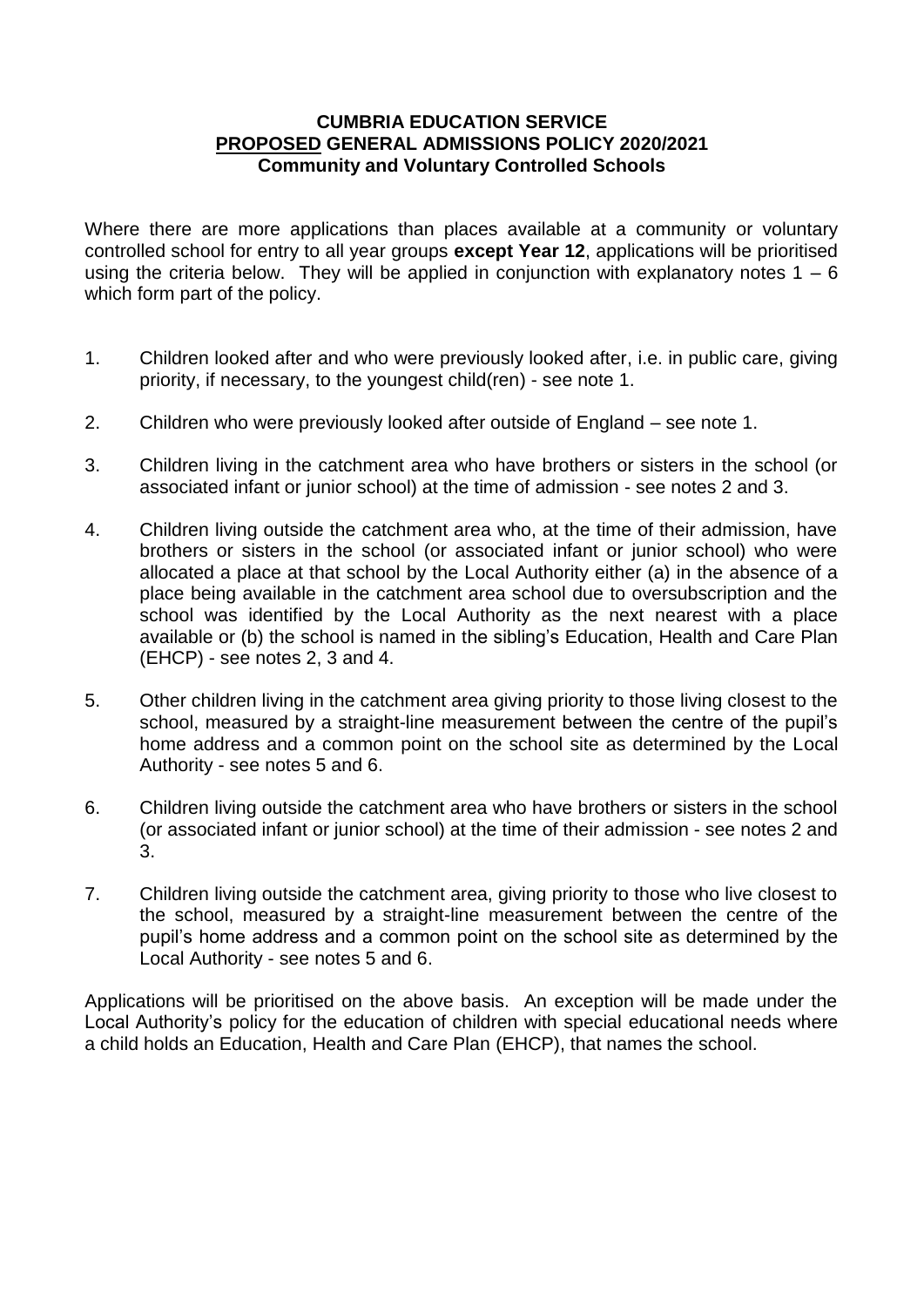# CUMBRIA EDUCATION SERVICE
## PROPOSED GENERAL ADMISSIONS POLICY 2020/2021
### Community and Voluntary Controlled Schools

Where there are more applications than places available at a community or voluntary controlled school for entry to all year groups **except Year 12**, applications will be prioritised using the criteria below. They will be applied in conjunction with explanatory notes 1 – 6 which form part of the policy.

1. Children looked after and who were previously looked after, i.e. in public care, giving priority, if necessary, to the youngest child(ren) - see note 1.

2. Children who were previously looked after outside of England – see note 1.

3. Children living in the catchment area who have brothers or sisters in the school (or associated infant or junior school) at the time of admission - see notes 2 and 3.

4. Children living outside the catchment area who, at the time of their admission, have brothers or sisters in the school (or associated infant or junior school) who were allocated a place at that school by the Local Authority either (a) in the absence of a place being available in the catchment area school due to oversubscription and the school was identified by the Local Authority as the next nearest with a place available or (b) the school is named in the sibling's Education, Health and Care Plan (EHCP) - see notes 2, 3 and 4.

5. Other children living in the catchment area giving priority to those living closest to the school, measured by a straight-line measurement between the centre of the pupil's home address and a common point on the school site as determined by the Local Authority - see notes 5 and 6.

6. Children living outside the catchment area who have brothers or sisters in the school (or associated infant or junior school) at the time of their admission - see notes 2 and 3.

7. Children living outside the catchment area, giving priority to those who live closest to the school, measured by a straight-line measurement between the centre of the pupil's home address and a common point on the school site as determined by the Local Authority - see notes 5 and 6.

Applications will be prioritised on the above basis. An exception will be made under the Local Authority's policy for the education of children with special educational needs where a child holds an Education, Health and Care Plan (EHCP), that names the school.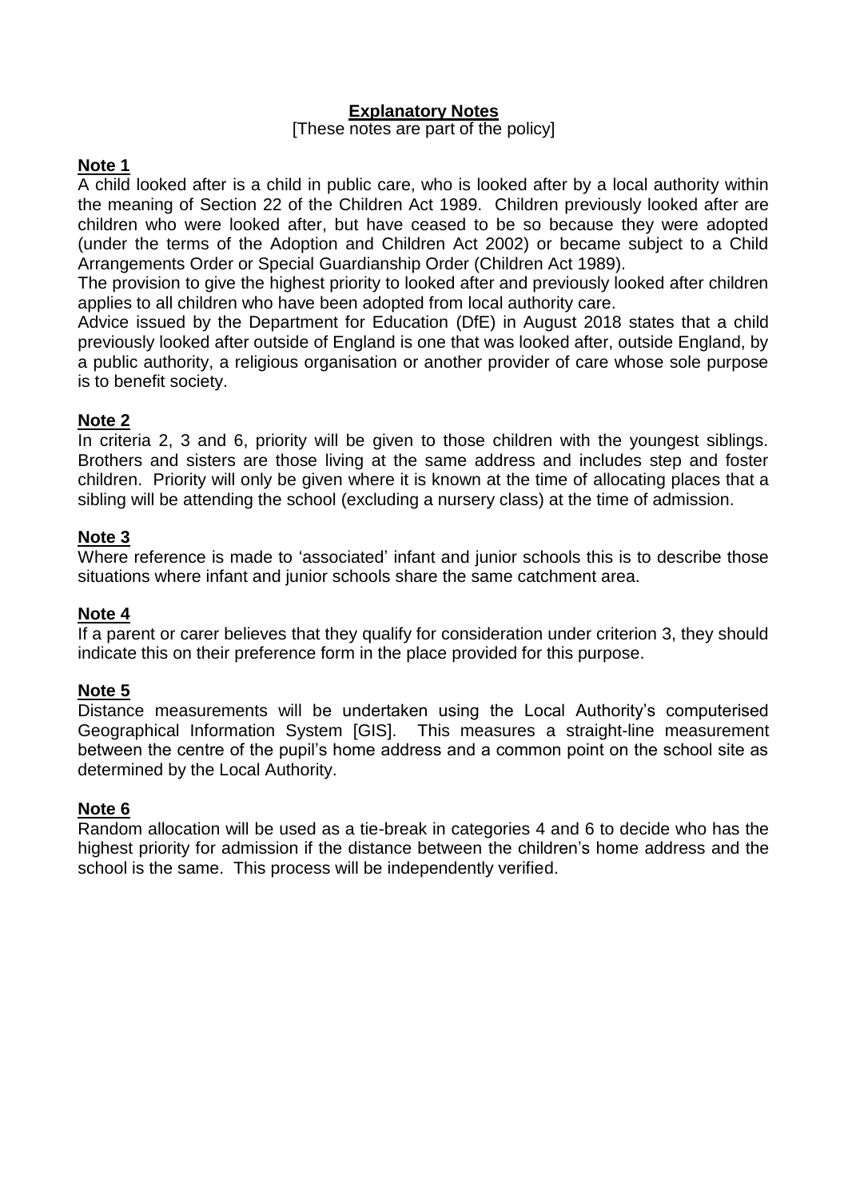## Explanatory Notes

[These notes are part of the policy]

**Note 1**

A child looked after is a child in public care, who is looked after by a local authority within the meaning of Section 22 of the Children Act 1989. Children previously looked after are children who were looked after, but have ceased to be so because they were adopted (under the terms of the Adoption and Children Act 2002) or became subject to a Child Arrangements Order or Special Guardianship Order (Children Act 1989).

The provision to give the highest priority to looked after and previously looked after children applies to all children who have been adopted from local authority care.

Advice issued by the Department for Education (DfE) in August 2018 states that a child previously looked after outside of England is one that was looked after, outside England, by a public authority, a religious organisation or another provider of care whose sole purpose is to benefit society.

**Note 2**

In criteria 2, 3 and 6, priority will be given to those children with the youngest siblings. Brothers and sisters are those living at the same address and includes step and foster children. Priority will only be given where it is known at the time of allocating places that a sibling will be attending the school (excluding a nursery class) at the time of admission.

**Note 3**

Where reference is made to 'associated' infant and junior schools this is to describe those situations where infant and junior schools share the same catchment area.

**Note 4**

If a parent or carer believes that they qualify for consideration under criterion 3, they should indicate this on their preference form in the place provided for this purpose.

**Note 5**

Distance measurements will be undertaken using the Local Authority's computerised Geographical Information System [GIS]. This measures a straight-line measurement between the centre of the pupil's home address and a common point on the school site as determined by the Local Authority.

**Note 6**

Random allocation will be used as a tie-break in categories 4 and 6 to decide who has the highest priority for admission if the distance between the children's home address and the school is the same. This process will be independently verified.